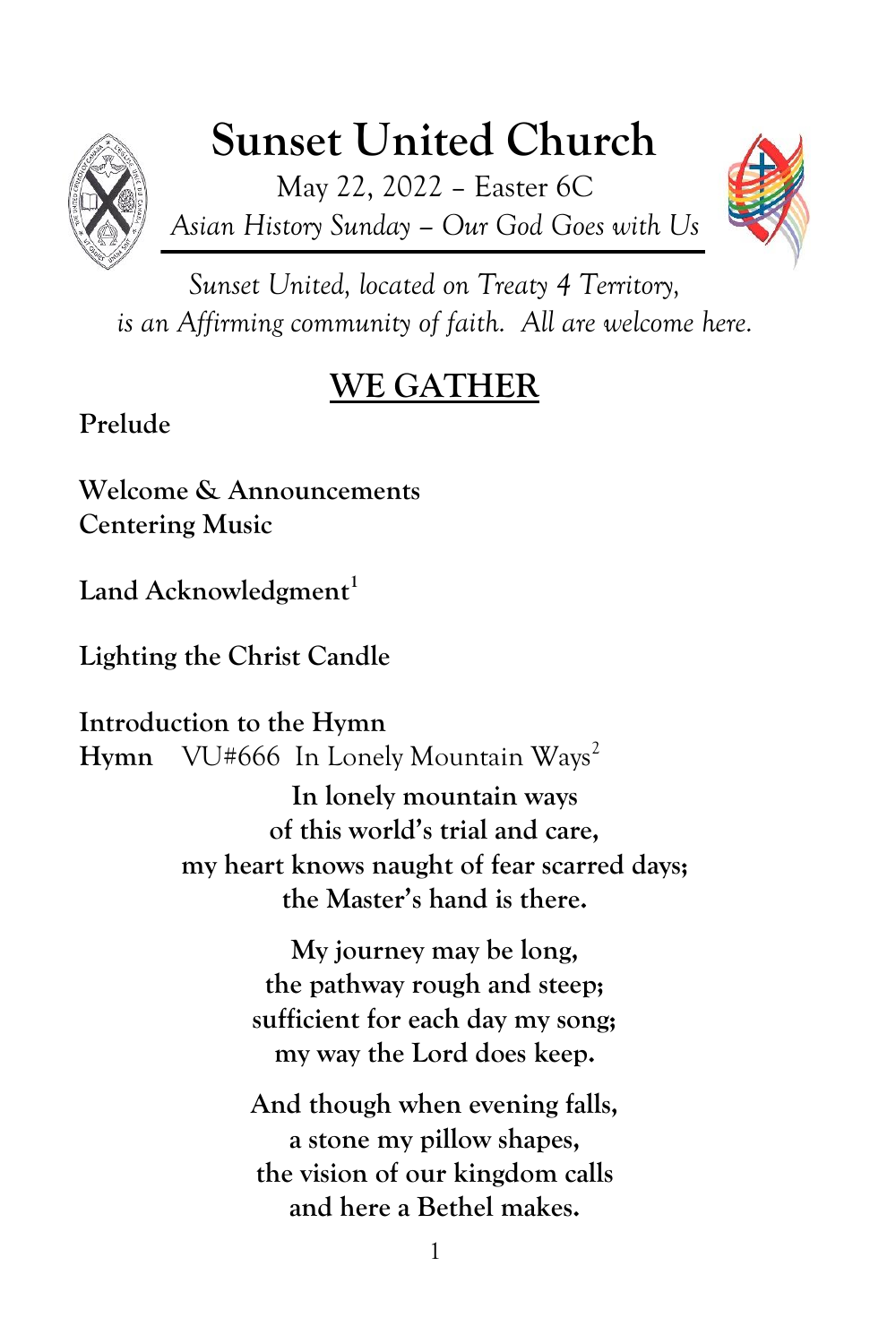# Sunset United Church

May 22, 2022 – Easter 6C

*Asian History Sunday – Our God Goes with Us*

*Sunset United, located on Treaty 4 Territory, is an Affirming community of faith. All are welcome here.*

## WE GATHER

**Prelude**

**Welcome & Announcements**
**Centering Music**

**Land Acknowledgment**[1]

**Lighting the Christ Candle**

**Introduction to the Hymn**
**Hymn** VU#666 In Lonely Mountain Ways[2]

**In lonely mountain ways**
**of this world's trial and care,**
**my heart knows naught of fear scarred days;**
**the Master's hand is there.**

**My journey may be long,**
**the pathway rough and steep;**
**sufficient for each day my song;**
**my way the Lord does keep.**

**And though when evening falls,**
**a stone my pillow shapes,**
**the vision of our kingdom calls**
**and here a Bethel makes.**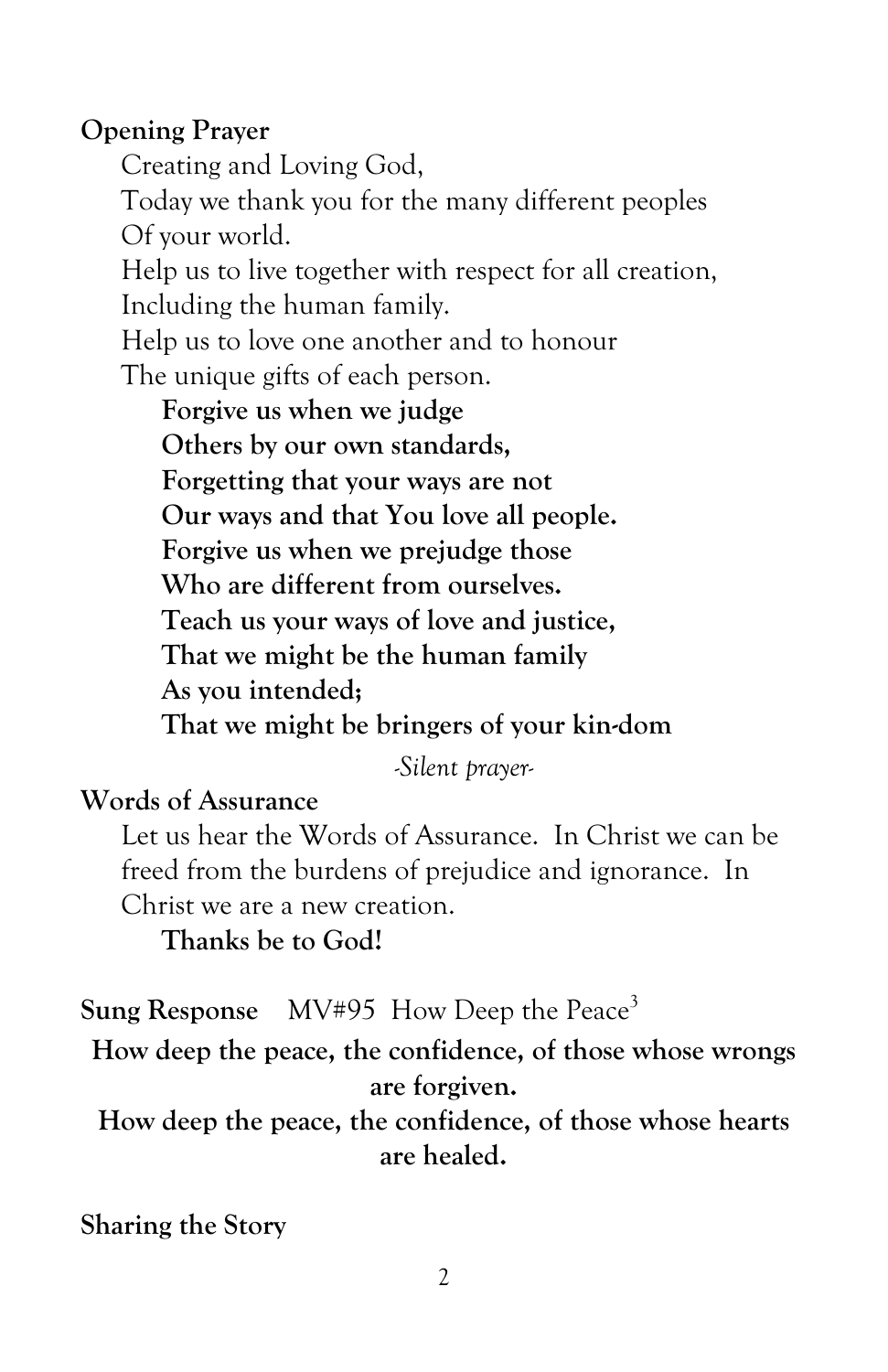**Opening Prayer**

Creating and Loving God,
Today we thank you for the many different peoples
Of your world.
Help us to live together with respect for all creation,
Including the human family.
Help us to love one another and to honour
The unique gifts of each person.

**Forgive us when we judge**
**Others by our own standards,**
**Forgetting that your ways are not**
**Our ways and that You love all people.**
**Forgive us when we prejudge those**
**Who are different from ourselves.**
**Teach us your ways of love and justice,**
**That we might be the human family**
**As you intended;**
**That we might be bringers of your kin-dom**

*-Silent prayer-*

**Words of Assurance**

Let us hear the Words of Assurance. In Christ we can be freed from the burdens of prejudice and ignorance. In Christ we are a new creation.

**Thanks be to God!**

**Sung Response** MV#95 How Deep the Peace[3]

**How deep the peace, the confidence, of those whose wrongs are forgiven.**
**How deep the peace, the confidence, of those whose hearts are healed.**

**Sharing the Story**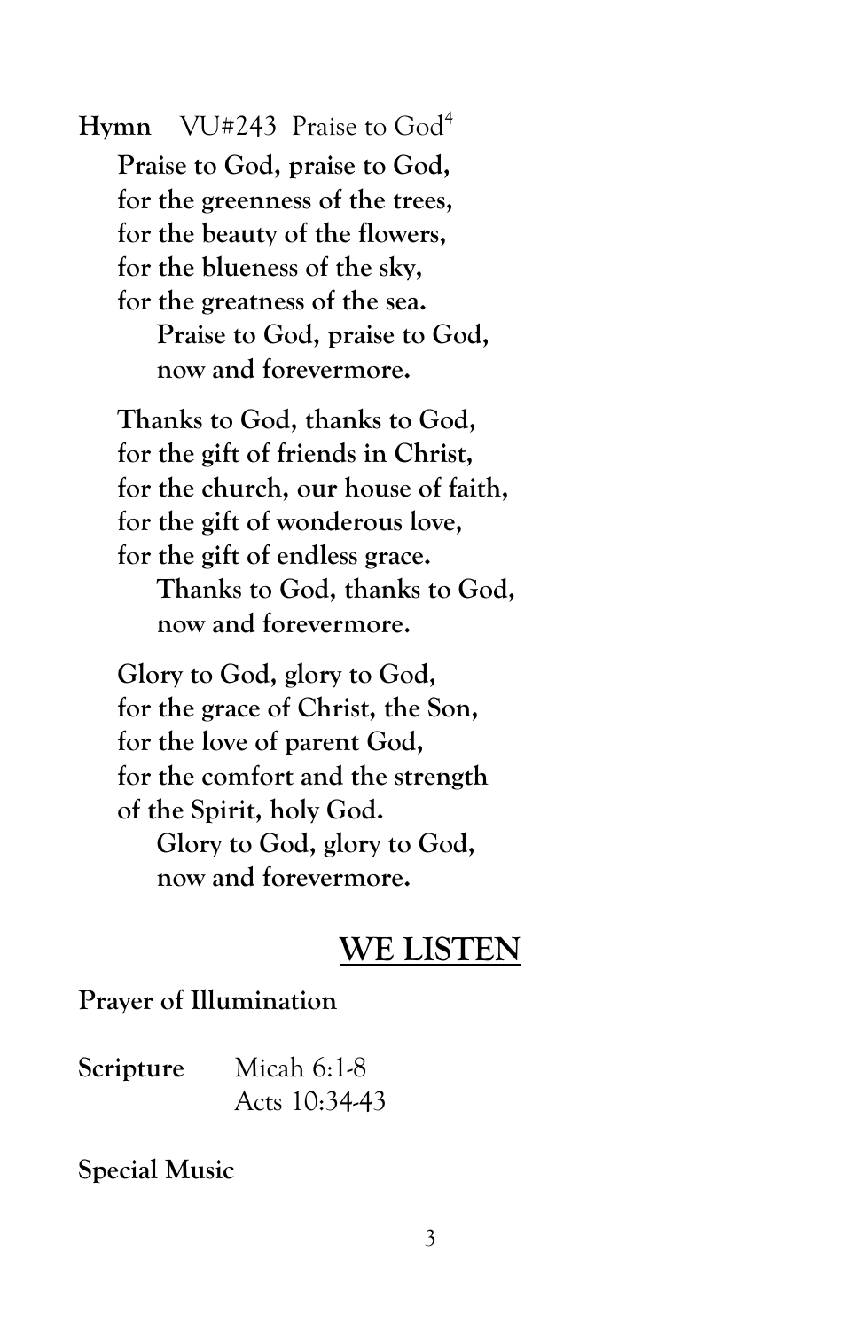**Hymn** VU#243 Praise to God[4]

**Praise to God, praise to God,**
**for the greenness of the trees,**
**for the beauty of the flowers,**
**for the blueness of the sky,**
**for the greatness of the sea.**
**Praise to God, praise to God,**
**now and forevermore.**

**Thanks to God, thanks to God,**
**for the gift of friends in Christ,**
**for the church, our house of faith,**
**for the gift of wonderous love,**
**for the gift of endless grace.**
**Thanks to God, thanks to God,**
**now and forevermore.**

**Glory to God, glory to God,**
**for the grace of Christ, the Son,**
**for the love of parent God,**
**for the comfort and the strength**
**of the Spirit, holy God.**
**Glory to God, glory to God,**
**now and forevermore.**

## WE LISTEN

**Prayer of Illumination**

**Scripture** Micah 6:1-8
Acts 10:34-43

**Special Music**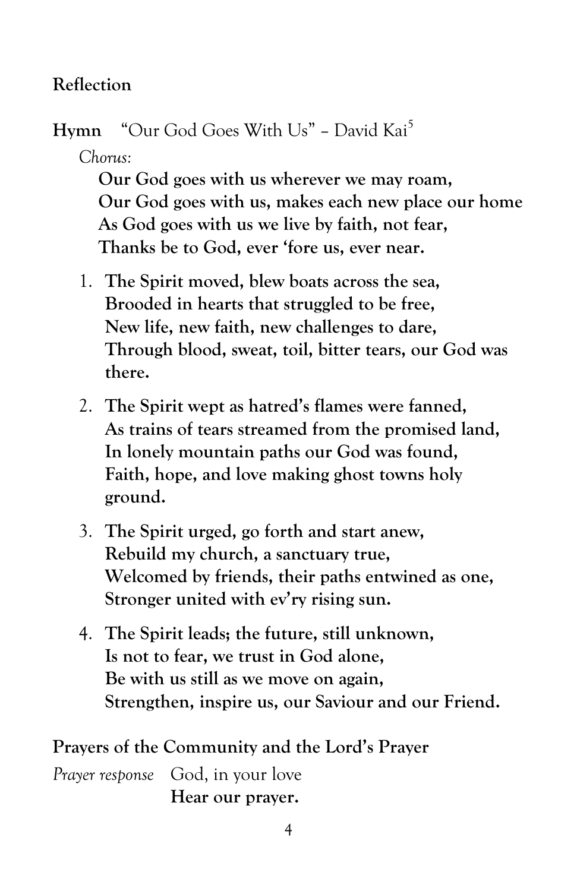**Reflection**

**Hymn** "Our God Goes With Us" – David Kai[5]

*Chorus:*

**Our God goes with us wherever we may roam,**
**Our God goes with us, makes each new place our home**
**As God goes with us we live by faith, not fear,**
**Thanks be to God, ever 'fore us, ever near.**

1. **The Spirit moved, blew boats across the sea,**
   **Brooded in hearts that struggled to be free,**
   **New life, new faith, new challenges to dare,**
   **Through blood, sweat, toil, bitter tears, our God was there.**

2. **The Spirit wept as hatred's flames were fanned,**
   **As trains of tears streamed from the promised land,**
   **In lonely mountain paths our God was found,**
   **Faith, hope, and love making ghost towns holy ground.**

3. **The Spirit urged, go forth and start anew,**
   **Rebuild my church, a sanctuary true,**
   **Welcomed by friends, their paths entwined as one,**
   **Stronger united with ev'ry rising sun.**

4. **The Spirit leads; the future, still unknown,**
   **Is not to fear, we trust in God alone,**
   **Be with us still as we move on again,**
   **Strengthen, inspire us, our Saviour and our Friend.**

**Prayers of the Community and the Lord's Prayer**

*Prayer response* God, in your love
**Hear our prayer.**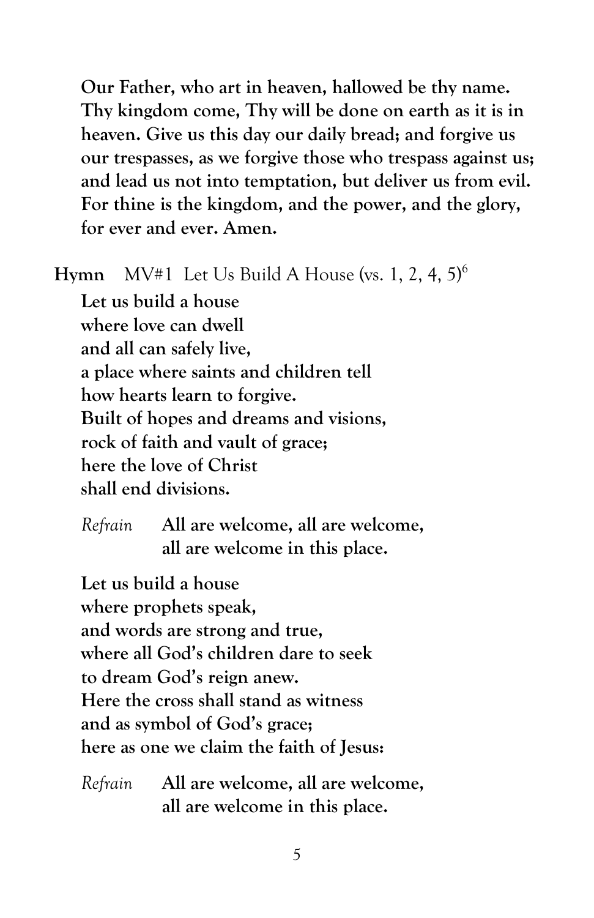**Our Father, who art in heaven, hallowed be thy name. Thy kingdom come, Thy will be done on earth as it is in heaven. Give us this day our daily bread; and forgive us our trespasses, as we forgive those who trespass against us; and lead us not into temptation, but deliver us from evil. For thine is the kingdom, and the power, and the glory, for ever and ever. Amen.**

**Hymn** MV#1 Let Us Build A House (vs. 1, 2, 4, 5)[6]

**Let us build a house**
**where love can dwell**
**and all can safely live,**
**a place where saints and children tell**
**how hearts learn to forgive.**
**Built of hopes and dreams and visions,**
**rock of faith and vault of grace;**
**here the love of Christ**
**shall end divisions.**

*Refrain* **All are welcome, all are welcome,**
**all are welcome in this place.**

**Let us build a house**
**where prophets speak,**
**and words are strong and true,**
**where all God's children dare to seek**
**to dream God's reign anew.**
**Here the cross shall stand as witness**
**and as symbol of God's grace;**
**here as one we claim the faith of Jesus:**

*Refrain* **All are welcome, all are welcome,**
**all are welcome in this place.**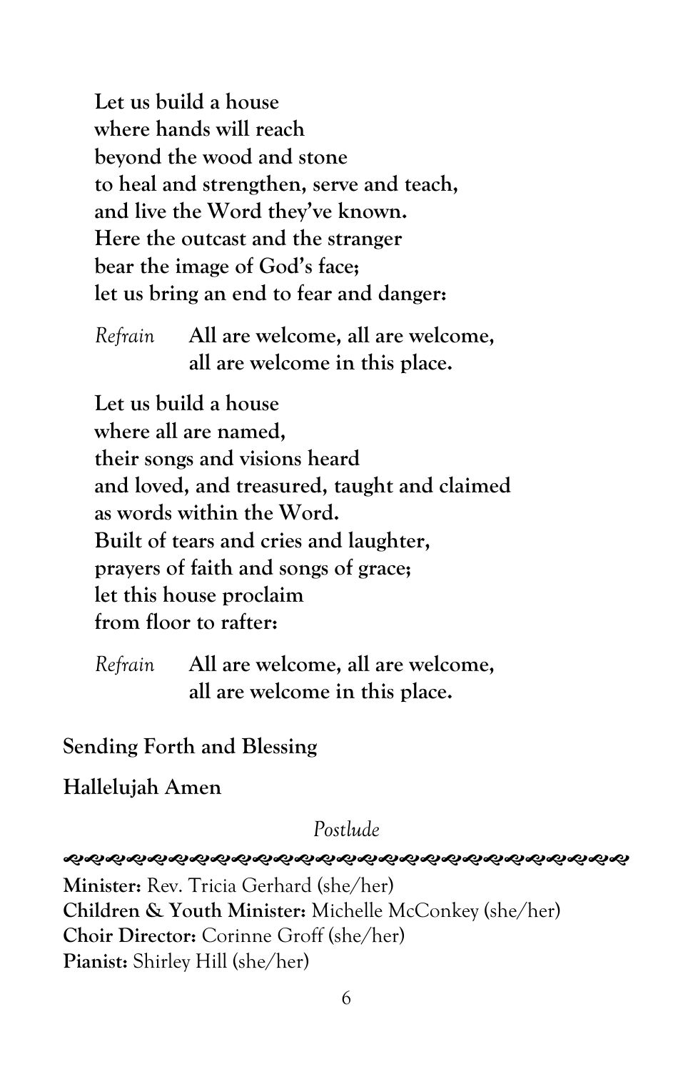**Let us build a house**
**where hands will reach**
**beyond the wood and stone**
**to heal and strengthen, serve and teach,**
**and live the Word they've known.**
**Here the outcast and the stranger**
**bear the image of God's face;**
**let us bring an end to fear and danger:**

*Refrain* **All are welcome, all are welcome,**
**all are welcome in this place.**

**Let us build a house**
**where all are named,**
**their songs and visions heard**
**and loved, and treasured, taught and claimed**
**as words within the Word.**
**Built of tears and cries and laughter,**
**prayers of faith and songs of grace;**
**let this house proclaim**
**from floor to rafter:**

*Refrain* **All are welcome, all are welcome,**
**all are welcome in this place.**

**Sending Forth and Blessing**

**Hallelujah Amen**

*Postlude*

---

**Minister:** Rev. Tricia Gerhard (she/her)
**Children & Youth Minister:** Michelle McConkey (she/her)
**Choir Director:** Corinne Groff (she/her)
**Pianist:** Shirley Hill (she/her)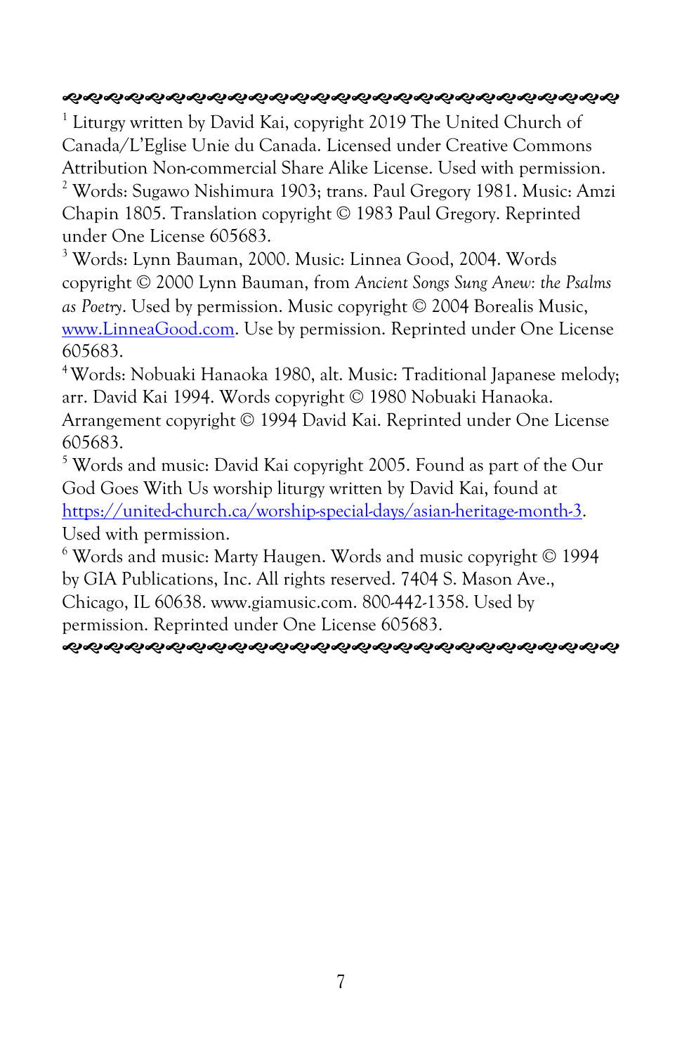[1] Liturgy written by David Kai, copyright 2019 The United Church of Canada/L'Eglise Unie du Canada. Licensed under Creative Commons Attribution Non-commercial Share Alike License. Used with permission.

[2] Words: Sugawo Nishimura 1903; trans. Paul Gregory 1981. Music: Amzi Chapin 1805. Translation copyright © 1983 Paul Gregory. Reprinted under One License 605683.

[3] Words: Lynn Bauman, 2000. Music: Linnea Good, 2004. Words copyright © 2000 Lynn Bauman, from *Ancient Songs Sung Anew: the Psalms as Poetry*. Used by permission. Music copyright © 2004 Borealis Music, [www.LinneaGood.com](http://www.LinneaGood.com). Use by permission. Reprinted under One License 605683.

[4] Words: Nobuaki Hanaoka 1980, alt. Music: Traditional Japanese melody; arr. David Kai 1994. Words copyright © 1980 Nobuaki Hanaoka. Arrangement copyright © 1994 David Kai. Reprinted under One License 605683.

[5] Words and music: David Kai copyright 2005. Found as part of the Our God Goes With Us worship liturgy written by David Kai, found at [https://united-church.ca/worship-special-days/asian-heritage-month-3](https://united-church.ca/worship-special-days/asian-heritage-month-3). Used with permission.

[6] Words and music: Marty Haugen. Words and music copyright © 1994 by GIA Publications, Inc. All rights reserved. 7404 S. Mason Ave., Chicago, IL 60638. www.giamusic.com. 800-442-1358. Used by permission. Reprinted under One License 605683.